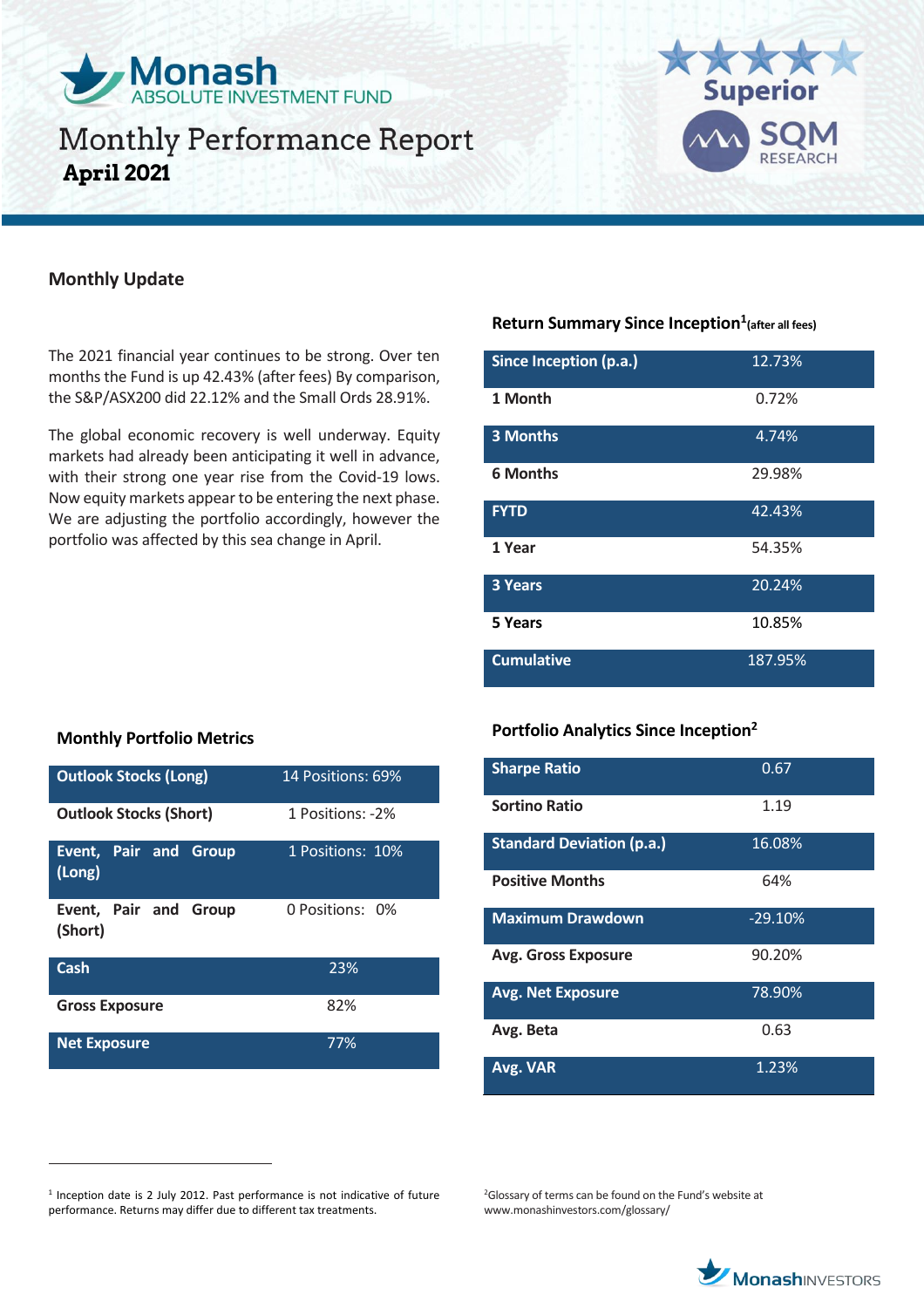# Monash ABSOLUTE INVESTMENT FUND

# Monthly Performance Report
**April 2021**

Superior SQM RESEARCH

## Monthly Update

The 2021 financial year continues to be strong. Over ten months the Fund is up 42.43% (after fees) By comparison, the S&P/ASX200 did 22.12% and the Small Ords 28.91%.

The global economic recovery is well underway. Equity markets had already been anticipating it well in advance, with their strong one year rise from the Covid-19 lows. Now equity markets appear to be entering the next phase. We are adjusting the portfolio accordingly, however the portfolio was affected by this sea change in April.

### Return Summary Since Inception[1] (after all fees)

| | |
|---|---|
| **Since Inception (p.a.)** | 12.73% |
| **1 Month** | 0.72% |
| **3 Months** | 4.74% |
| **6 Months** | 29.98% |
| **FYTD** | 42.43% |
| **1 Year** | 54.35% |
| **3 Years** | 20.24% |
| **5 Years** | 10.85% |
| **Cumulative** | 187.95% |

### Monthly Portfolio Metrics

| | |
|---|---|
| **Outlook Stocks (Long)** | 14 Positions: 69% |
| **Outlook Stocks (Short)** | 1 Positions: -2% |
| **Event, Pair and Group (Long)** | 1 Positions: 10% |
| **Event, Pair and Group (Short)** | 0 Positions: 0% |
| **Cash** | 23% |
| **Gross Exposure** | 82% |
| **Net Exposure** | 77% |

### Portfolio Analytics Since Inception[2]

| | |
|---|---|
| **Sharpe Ratio** | 0.67 |
| **Sortino Ratio** | 1.19 |
| **Standard Deviation (p.a.)** | 16.08% |
| **Positive Months** | 64% |
| **Maximum Drawdown** | -29.10% |
| **Avg. Gross Exposure** | 90.20% |
| **Avg. Net Exposure** | 78.90% |
| **Avg. Beta** | 0.63 |
| **Avg. VAR** | 1.23% |

[1] Inception date is 2 July 2012. Past performance is not indicative of future performance. Returns may differ due to different tax treatments.

[2] Glossary of terms can be found on the Fund's website at www.monashinvestors.com/glossary/

MonashINVESTORS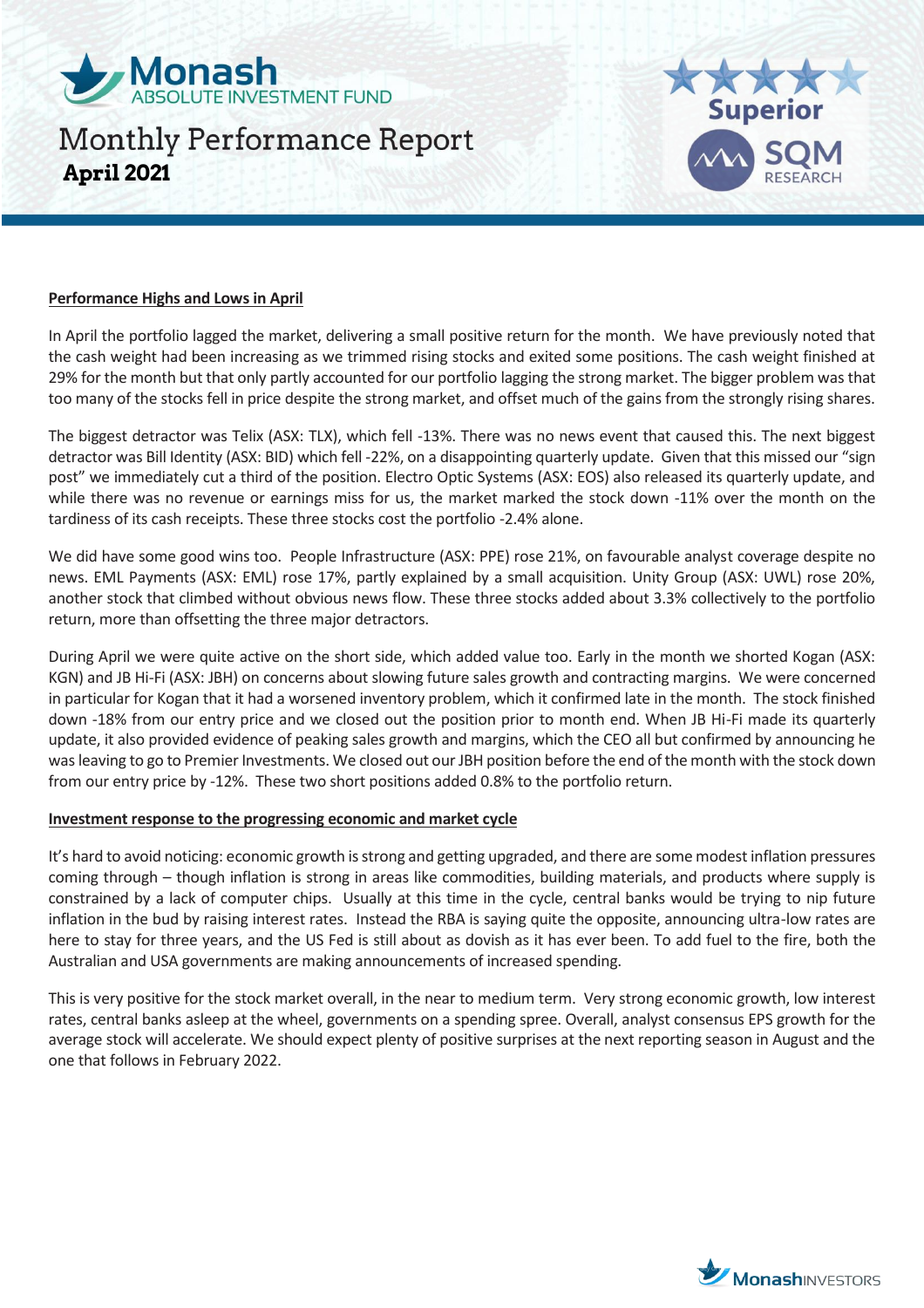# Monash ABSOLUTE INVESTMENT FUND

## Monthly Performance Report
**April 2021**

### Performance Highs and Lows in April

In April the portfolio lagged the market, delivering a small positive return for the month. We have previously noted that the cash weight had been increasing as we trimmed rising stocks and exited some positions. The cash weight finished at 29% for the month but that only partly accounted for our portfolio lagging the strong market. The bigger problem was that too many of the stocks fell in price despite the strong market, and offset much of the gains from the strongly rising shares.

The biggest detractor was Telix (ASX: TLX), which fell -13%. There was no news event that caused this. The next biggest detractor was Bill Identity (ASX: BID) which fell -22%, on a disappointing quarterly update. Given that this missed our "sign post" we immediately cut a third of the position. Electro Optic Systems (ASX: EOS) also released its quarterly update, and while there was no revenue or earnings miss for us, the market marked the stock down -11% over the month on the tardiness of its cash receipts. These three stocks cost the portfolio -2.4% alone.

We did have some good wins too. People Infrastructure (ASX: PPE) rose 21%, on favourable analyst coverage despite no news. EML Payments (ASX: EML) rose 17%, partly explained by a small acquisition. Unity Group (ASX: UWL) rose 20%, another stock that climbed without obvious news flow. These three stocks added about 3.3% collectively to the portfolio return, more than offsetting the three major detractors.

During April we were quite active on the short side, which added value too. Early in the month we shorted Kogan (ASX: KGN) and JB Hi-Fi (ASX: JBH) on concerns about slowing future sales growth and contracting margins. We were concerned in particular for Kogan that it had a worsened inventory problem, which it confirmed late in the month. The stock finished down -18% from our entry price and we closed out the position prior to month end. When JB Hi-Fi made its quarterly update, it also provided evidence of peaking sales growth and margins, which the CEO all but confirmed by announcing he was leaving to go to Premier Investments. We closed out our JBH position before the end of the month with the stock down from our entry price by -12%. These two short positions added 0.8% to the portfolio return.

### Investment response to the progressing economic and market cycle

It's hard to avoid noticing: economic growth is strong and getting upgraded, and there are some modest inflation pressures coming through – though inflation is strong in areas like commodities, building materials, and products where supply is constrained by a lack of computer chips. Usually at this time in the cycle, central banks would be trying to nip future inflation in the bud by raising interest rates. Instead the RBA is saying quite the opposite, announcing ultra-low rates are here to stay for three years, and the US Fed is still about as dovish as it has ever been. To add fuel to the fire, both the Australian and USA governments are making announcements of increased spending.

This is very positive for the stock market overall, in the near to medium term. Very strong economic growth, low interest rates, central banks asleep at the wheel, governments on a spending spree. Overall, analyst consensus EPS growth for the average stock will accelerate. We should expect plenty of positive surprises at the next reporting season in August and the one that follows in February 2022.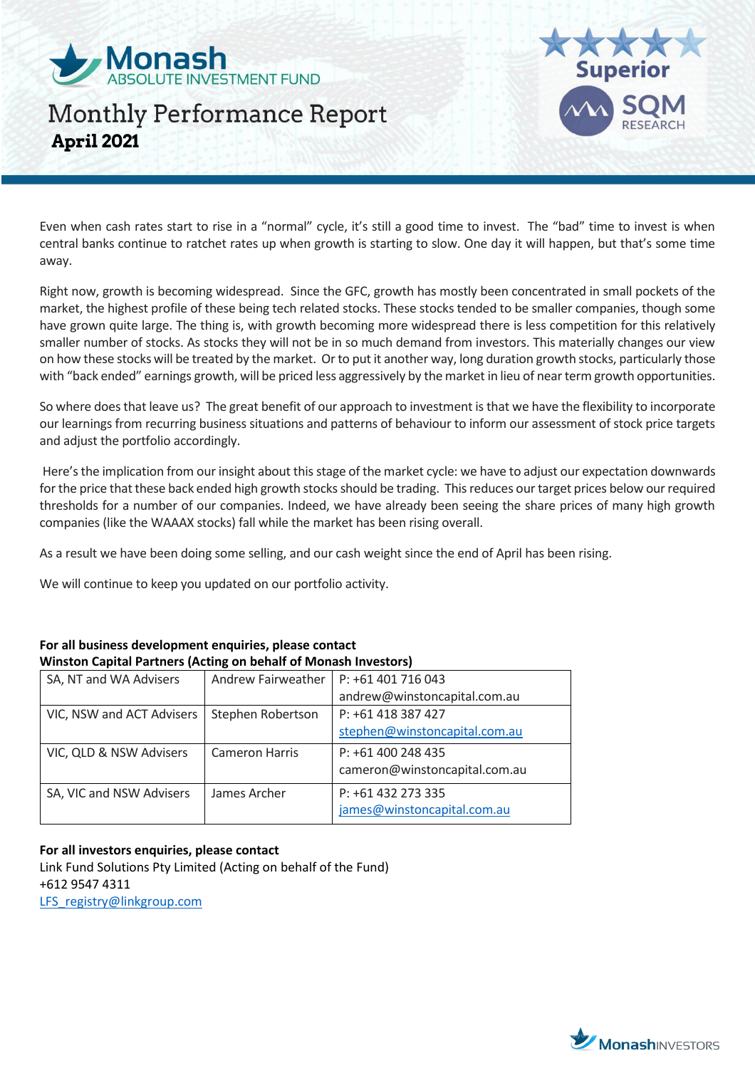# Monash ABSOLUTE INVESTMENT FUND

## Monthly Performance Report

**April 2021**

Even when cash rates start to rise in a "normal" cycle, it's still a good time to invest. The "bad" time to invest is when central banks continue to ratchet rates up when growth is starting to slow. One day it will happen, but that's some time away.

Right now, growth is becoming widespread. Since the GFC, growth has mostly been concentrated in small pockets of the market, the highest profile of these being tech related stocks. These stocks tended to be smaller companies, though some have grown quite large. The thing is, with growth becoming more widespread there is less competition for this relatively smaller number of stocks. As stocks they will not be in so much demand from investors. This materially changes our view on how these stocks will be treated by the market. Or to put it another way, long duration growth stocks, particularly those with "back ended" earnings growth, will be priced less aggressively by the market in lieu of near term growth opportunities.

So where does that leave us? The great benefit of our approach to investment is that we have the flexibility to incorporate our learnings from recurring business situations and patterns of behaviour to inform our assessment of stock price targets and adjust the portfolio accordingly.

Here's the implication from our insight about this stage of the market cycle: we have to adjust our expectation downwards for the price that these back ended high growth stocks should be trading. This reduces our target prices below our required thresholds for a number of our companies. Indeed, we have already been seeing the share prices of many high growth companies (like the WAAAX stocks) fall while the market has been rising overall.

As a result we have been doing some selling, and our cash weight since the end of April has been rising.

We will continue to keep you updated on our portfolio activity.

**For all business development enquiries, please contact**
**Winston Capital Partners (Acting on behalf of Monash Investors)**

| | | |
|---|---|---|
| SA, NT and WA Advisers | Andrew Fairweather | P: +61 401 716 043<br>andrew@winstoncapital.com.au |
| VIC, NSW and ACT Advisers | Stephen Robertson | P: +61 418 387 427<br>stephen@winstoncapital.com.au |
| VIC, QLD & NSW Advisers | Cameron Harris | P: +61 400 248 435<br>cameron@winstoncapital.com.au |
| SA, VIC and NSW Advisers | James Archer | P: +61 432 273 335<br>james@winstoncapital.com.au |

**For all investors enquiries, please contact**
Link Fund Solutions Pty Limited (Acting on behalf of the Fund)
+612 9547 4311
LFS_registry@linkgroup.com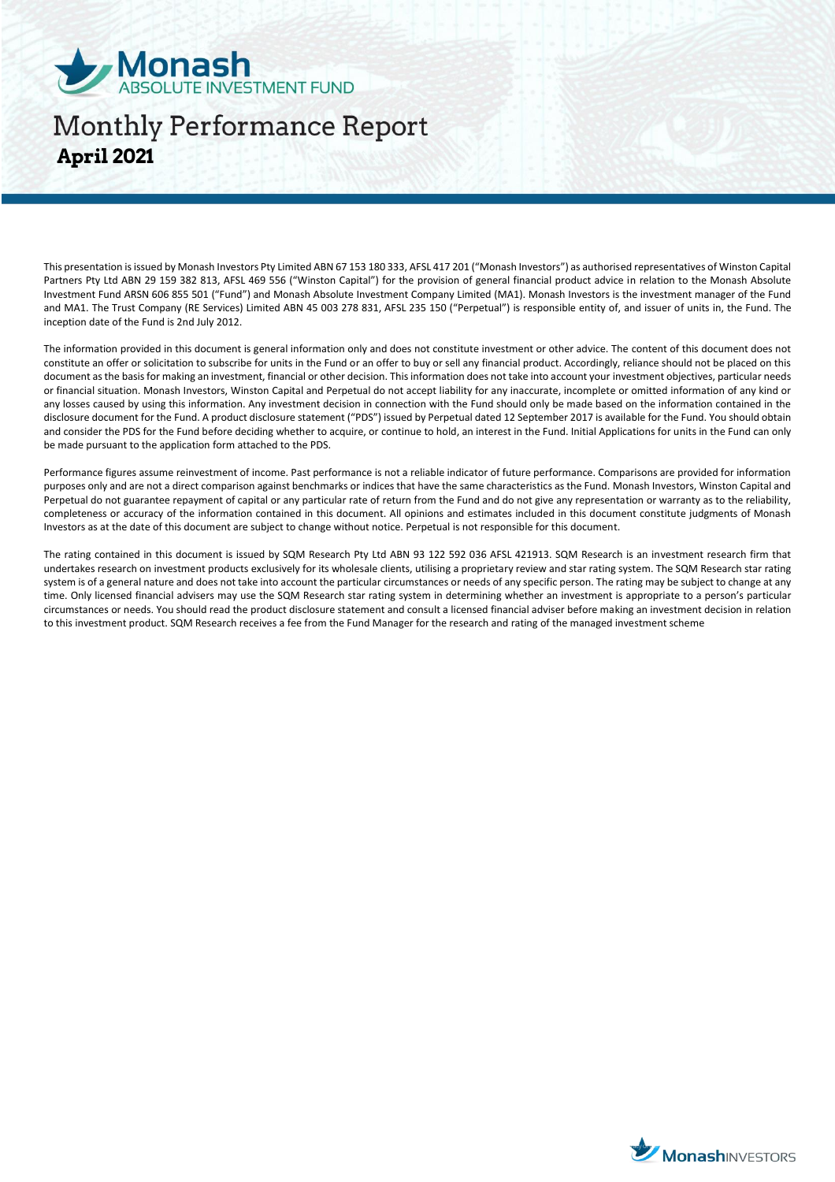# Monash ABSOLUTE INVESTMENT FUND

# Monthly Performance Report

**April 2021**

This presentation is issued by Monash Investors Pty Limited ABN 67 153 180 333, AFSL 417 201 ("Monash Investors") as authorised representatives of Winston Capital Partners Pty Ltd ABN 29 159 382 813, AFSL 469 556 ("Winston Capital") for the provision of general financial product advice in relation to the Monash Absolute Investment Fund ARSN 606 855 501 ("Fund") and Monash Absolute Investment Company Limited (MA1). Monash Investors is the investment manager of the Fund and MA1. The Trust Company (RE Services) Limited ABN 45 003 278 831, AFSL 235 150 ("Perpetual") is responsible entity of, and issuer of units in, the Fund. The inception date of the Fund is 2nd July 2012.

The information provided in this document is general information only and does not constitute investment or other advice. The content of this document does not constitute an offer or solicitation to subscribe for units in the Fund or an offer to buy or sell any financial product. Accordingly, reliance should not be placed on this document as the basis for making an investment, financial or other decision. This information does not take into account your investment objectives, particular needs or financial situation. Monash Investors, Winston Capital and Perpetual do not accept liability for any inaccurate, incomplete or omitted information of any kind or any losses caused by using this information. Any investment decision in connection with the Fund should only be made based on the information contained in the disclosure document for the Fund. A product disclosure statement ("PDS") issued by Perpetual dated 12 September 2017 is available for the Fund. You should obtain and consider the PDS for the Fund before deciding whether to acquire, or continue to hold, an interest in the Fund. Initial Applications for units in the Fund can only be made pursuant to the application form attached to the PDS.

Performance figures assume reinvestment of income. Past performance is not a reliable indicator of future performance. Comparisons are provided for information purposes only and are not a direct comparison against benchmarks or indices that have the same characteristics as the Fund. Monash Investors, Winston Capital and Perpetual do not guarantee repayment of capital or any particular rate of return from the Fund and do not give any representation or warranty as to the reliability, completeness or accuracy of the information contained in this document. All opinions and estimates included in this document constitute judgments of Monash Investors as at the date of this document are subject to change without notice. Perpetual is not responsible for this document.

The rating contained in this document is issued by SQM Research Pty Ltd ABN 93 122 592 036 AFSL 421913. SQM Research is an investment research firm that undertakes research on investment products exclusively for its wholesale clients, utilising a proprietary review and star rating system. The SQM Research star rating system is of a general nature and does not take into account the particular circumstances or needs of any specific person. The rating may be subject to change at any time. Only licensed financial advisers may use the SQM Research star rating system in determining whether an investment is appropriate to a person's particular circumstances or needs. You should read the product disclosure statement and consult a licensed financial adviser before making an investment decision in relation to this investment product. SQM Research receives a fee from the Fund Manager for the research and rating of the managed investment scheme